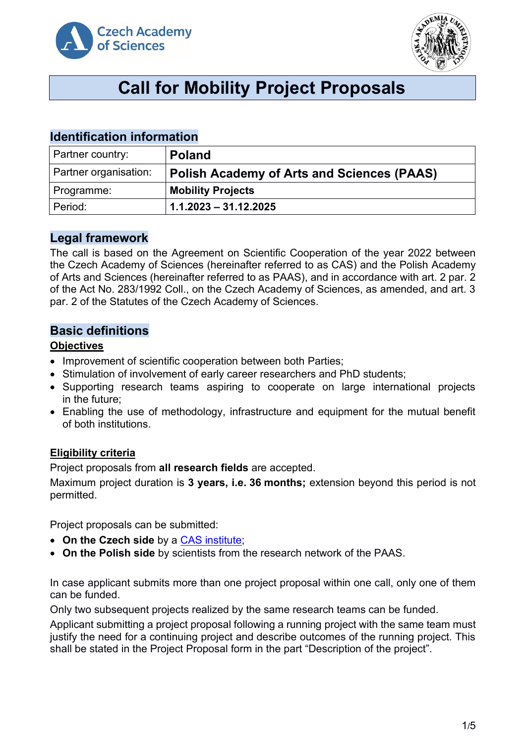# Call for Mobility Project Proposals

## Identification information

| Partner country: | **Poland** |
|---|---|
| Partner organisation: | **Polish Academy of Arts and Sciences (PAAS)** |
| Programme: | **Mobility Projects** |
| Period: | **1.1.2023 – 31.12.2025** |

## Legal framework

The call is based on the Agreement on Scientific Cooperation of the year 2022 between the Czech Academy of Sciences (hereinafter referred to as CAS) and the Polish Academy of Arts and Sciences (hereinafter referred to as PAAS), and in accordance with art. 2 par. 2 of the Act No. 283/1992 Coll., on the Czech Academy of Sciences, as amended, and art. 3 par. 2 of the Statutes of the Czech Academy of Sciences.

## Basic definitions

### Objectives

- Improvement of scientific cooperation between both Parties;
- Stimulation of involvement of early career researchers and PhD students;
- Supporting research teams aspiring to cooperate on large international projects in the future;
- Enabling the use of methodology, infrastructure and equipment for the mutual benefit of both institutions.

### Eligibility criteria

Project proposals from **all research fields** are accepted.

Maximum project duration is **3 years, i.e. 36 months;** extension beyond this period is not permitted.

Project proposals can be submitted:

- **On the Czech side** by a CAS institute;
- **On the Polish side** by scientists from the research network of the PAAS.

In case applicant submits more than one project proposal within one call, only one of them can be funded.

Only two subsequent projects realized by the same research teams can be funded.

Applicant submitting a project proposal following a running project with the same team must justify the need for a continuing project and describe outcomes of the running project. This shall be stated in the Project Proposal form in the part “Description of the project”.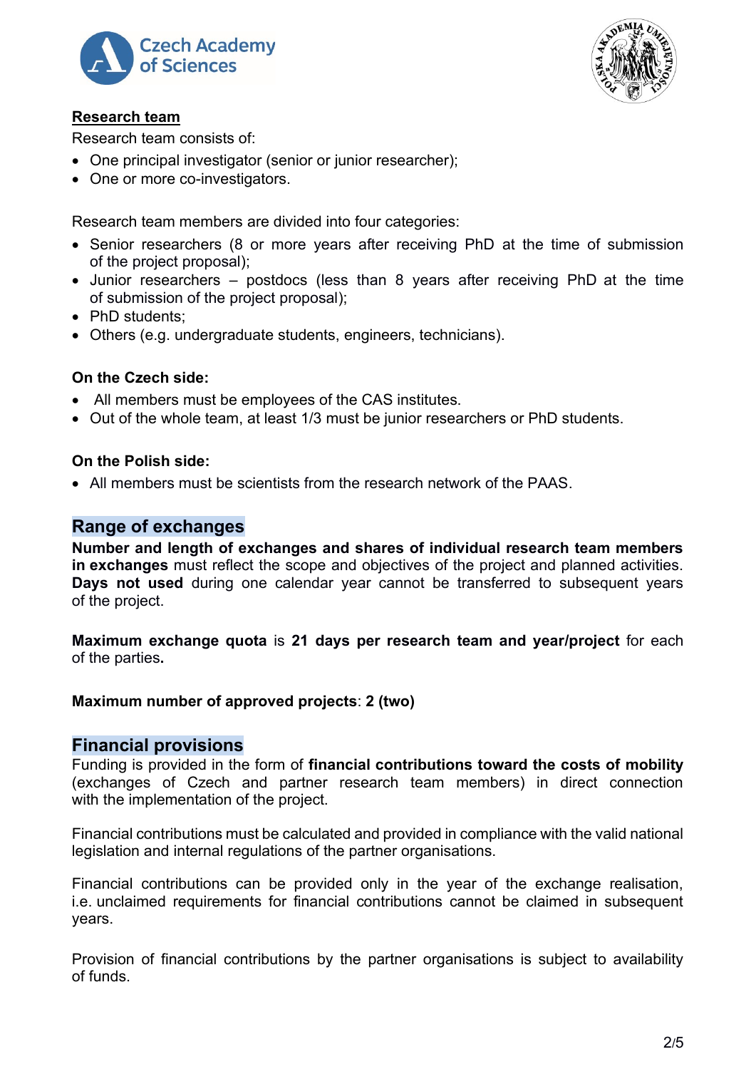**Research team**

Research team consists of:

- One principal investigator (senior or junior researcher);
- One or more co-investigators.

Research team members are divided into four categories:

- Senior researchers (8 or more years after receiving PhD at the time of submission of the project proposal);
- Junior researchers – postdocs (less than 8 years after receiving PhD at the time of submission of the project proposal);
- PhD students;
- Others (e.g. undergraduate students, engineers, technicians).

**On the Czech side:**

- All members must be employees of the CAS institutes.
- Out of the whole team, at least 1/3 must be junior researchers or PhD students.

**On the Polish side:**

- All members must be scientists from the research network of the PAAS.

## Range of exchanges

**Number and length of exchanges and shares of individual research team members in exchanges** must reflect the scope and objectives of the project and planned activities. **Days not used** during one calendar year cannot be transferred to subsequent years of the project.

**Maximum exchange quota** is **21 days per research team and year/project** for each of the parties**.**

**Maximum number of approved projects**: **2 (two)**

## Financial provisions

Funding is provided in the form of **financial contributions toward the costs of mobility** (exchanges of Czech and partner research team members) in direct connection with the implementation of the project.

Financial contributions must be calculated and provided in compliance with the valid national legislation and internal regulations of the partner organisations.

Financial contributions can be provided only in the year of the exchange realisation, i.e. unclaimed requirements for financial contributions cannot be claimed in subsequent years.

Provision of financial contributions by the partner organisations is subject to availability of funds.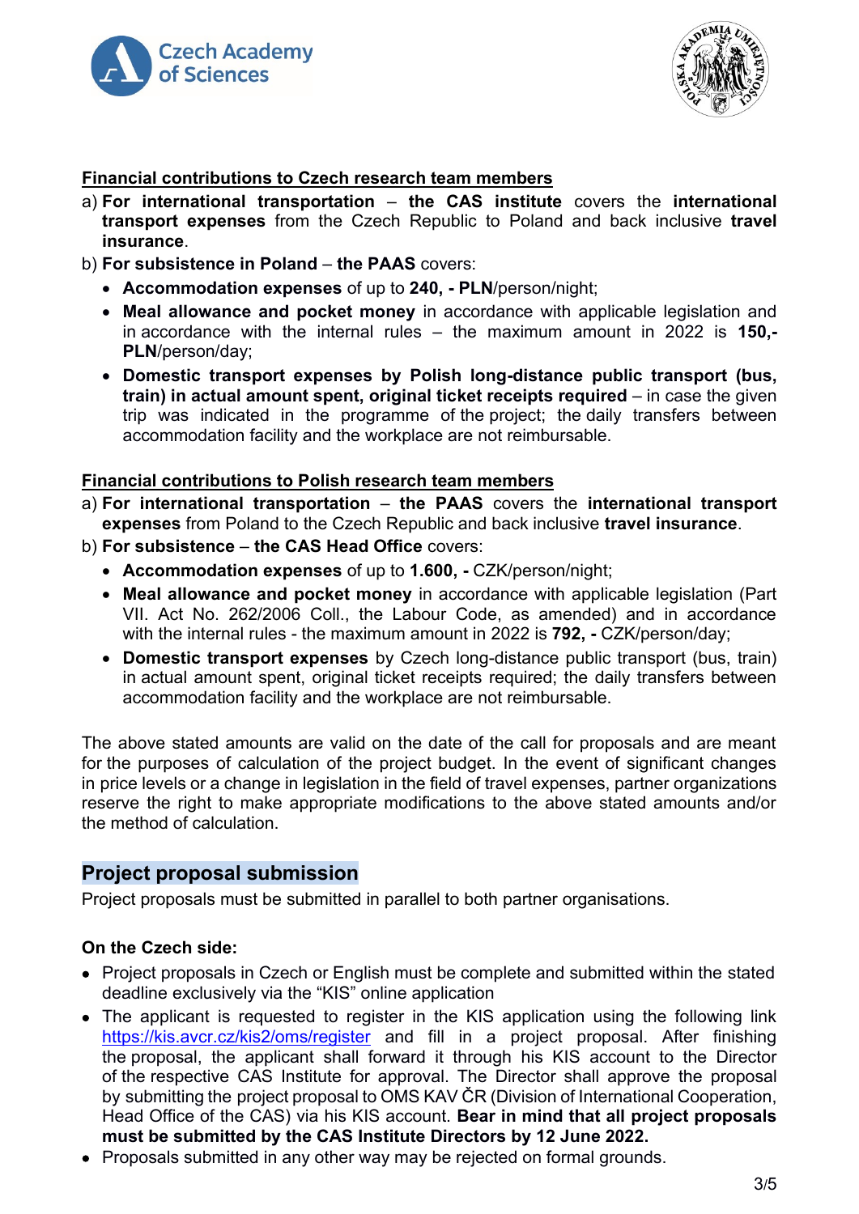**Financial contributions to Czech research team members**

a) **For international transportation** – **the CAS institute** covers the **international transport expenses** from the Czech Republic to Poland and back inclusive **travel insurance**.

b) **For subsistence in Poland** – **the PAAS** covers:

- **Accommodation expenses** of up to **240, - PLN**/person/night;
- **Meal allowance and pocket money** in accordance with applicable legislation and in accordance with the internal rules – the maximum amount in 2022 is **150,- PLN**/person/day;
- **Domestic transport expenses by Polish long-distance public transport (bus, train) in actual amount spent, original ticket receipts required** – in case the given trip was indicated in the programme of the project; the daily transfers between accommodation facility and the workplace are not reimbursable.

**Financial contributions to Polish research team members**

a) **For international transportation** – **the PAAS** covers the **international transport expenses** from Poland to the Czech Republic and back inclusive **travel insurance**.

b) **For subsistence** – **the CAS Head Office** covers:

- **Accommodation expenses** of up to **1.600, -** CZK/person/night;
- **Meal allowance and pocket money** in accordance with applicable legislation (Part VII. Act No. 262/2006 Coll., the Labour Code, as amended) and in accordance with the internal rules - the maximum amount in 2022 is **792, -** CZK/person/day;
- **Domestic transport expenses** by Czech long-distance public transport (bus, train) in actual amount spent, original ticket receipts required; the daily transfers between accommodation facility and the workplace are not reimbursable.

The above stated amounts are valid on the date of the call for proposals and are meant for the purposes of calculation of the project budget. In the event of significant changes in price levels or a change in legislation in the field of travel expenses, partner organizations reserve the right to make appropriate modifications to the above stated amounts and/or the method of calculation.

## Project proposal submission

Project proposals must be submitted in parallel to both partner organisations.

**On the Czech side:**

- Project proposals in Czech or English must be complete and submitted within the stated deadline exclusively via the "KIS" online application
- The applicant is requested to register in the KIS application using the following link https://kis.avcr.cz/kis2/oms/register and fill in a project proposal. After finishing the proposal, the applicant shall forward it through his KIS account to the Director of the respective CAS Institute for approval. The Director shall approve the proposal by submitting the project proposal to OMS KAV ČR (Division of International Cooperation, Head Office of the CAS) via his KIS account. **Bear in mind that all project proposals must be submitted by the CAS Institute Directors by 12 June 2022.**
- Proposals submitted in any other way may be rejected on formal grounds.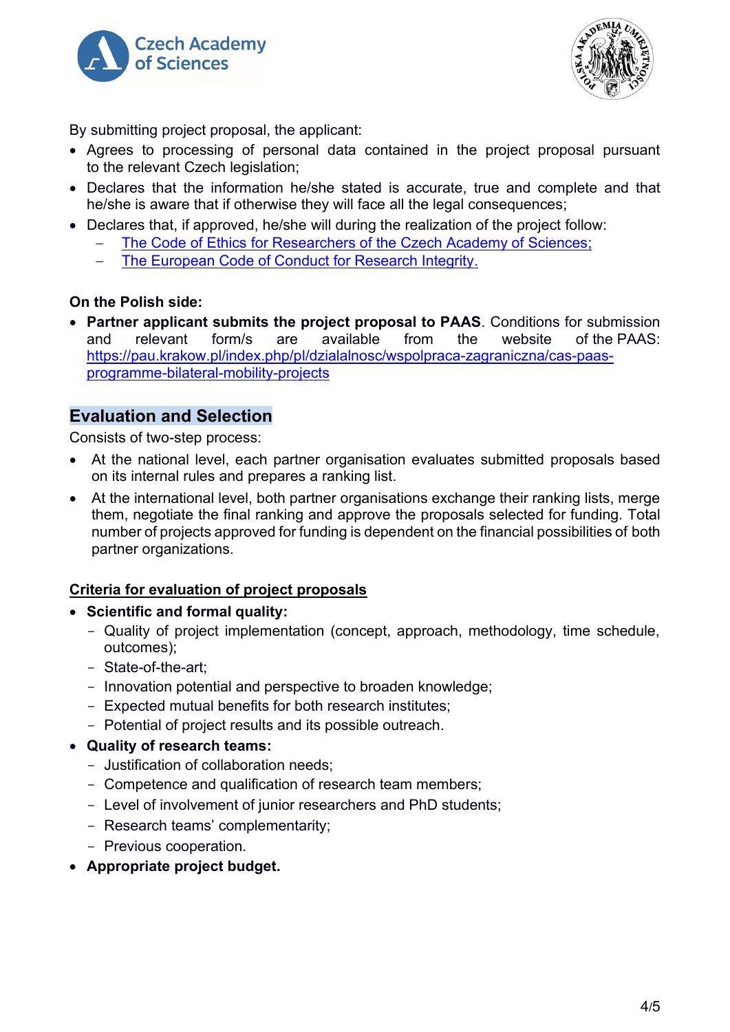By submitting project proposal, the applicant:

- Agrees to processing of personal data contained in the project proposal pursuant to the relevant Czech legislation;
- Declares that the information he/she stated is accurate, true and complete and that he/she is aware that if otherwise they will face all the legal consequences;
- Declares that, if approved, he/she will during the realization of the project follow:
  - The Code of Ethics for Researchers of the Czech Academy of Sciences;
  - The European Code of Conduct for Research Integrity.

**On the Polish side:**

- **Partner applicant submits the project proposal to PAAS**. Conditions for submission and relevant form/s are available from the website of the PAAS: https://pau.krakow.pl/index.php/pl/dzialalnosc/wspolpraca-zagraniczna/cas-paas-programme-bilateral-mobility-projects

## Evaluation and Selection

Consists of two-step process:

- At the national level, each partner organisation evaluates submitted proposals based on its internal rules and prepares a ranking list.
- At the international level, both partner organisations exchange their ranking lists, merge them, negotiate the final ranking and approve the proposals selected for funding. Total number of projects approved for funding is dependent on the financial possibilities of both partner organizations.

**Criteria for evaluation of project proposals**

- **Scientific and formal quality:**
  - Quality of project implementation (concept, approach, methodology, time schedule, outcomes);
  - State-of-the-art;
  - Innovation potential and perspective to broaden knowledge;
  - Expected mutual benefits for both research institutes;
  - Potential of project results and its possible outreach.
- **Quality of research teams:**
  - Justification of collaboration needs;
  - Competence and qualification of research team members;
  - Level of involvement of junior researchers and PhD students;
  - Research teams' complementarity;
  - Previous cooperation.
- **Appropriate project budget.**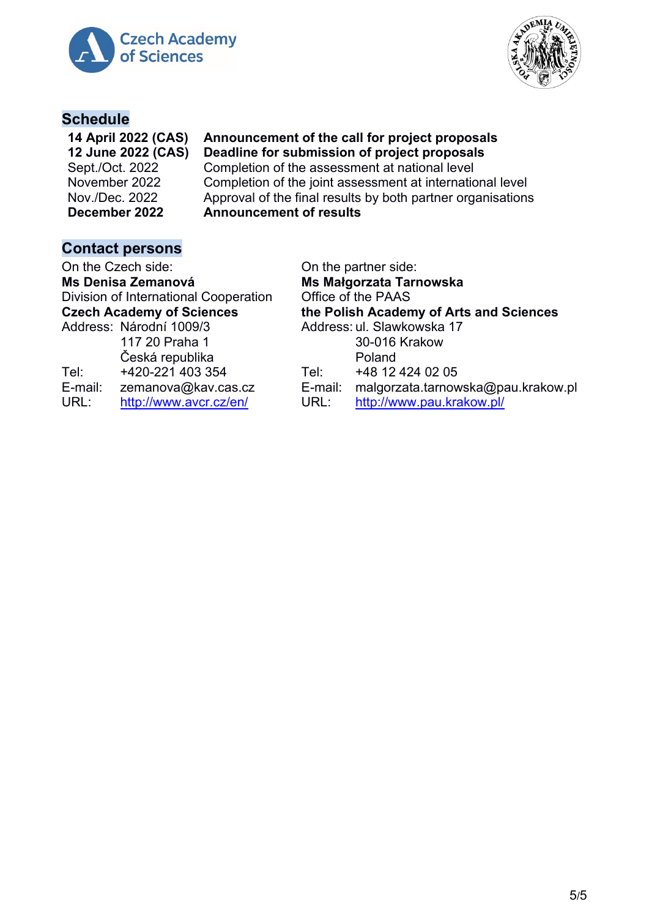## Schedule

| | |
|---|---|
| **14 April 2022 (CAS)** | **Announcement of the call for project proposals** |
| **12 June 2022 (CAS)** | **Deadline for submission of project proposals** |
| Sept./Oct. 2022 | Completion of the assessment at national level |
| November 2022 | Completion of the joint assessment at international level |
| Nov./Dec. 2022 | Approval of the final results by both partner organisations |
| **December 2022** | **Announcement of results** |

## Contact persons

On the Czech side:
**Ms Denisa Zemanová**
Division of International Cooperation
**Czech Academy of Sciences**
Address: Národní 1009/3
117 20 Praha 1
Česká republika
Tel: +420-221 403 354
E-mail: zemanova@kav.cas.cz
URL: http://www.avcr.cz/en/

On the partner side:
**Ms Małgorzata Tarnowska**
Office of the PAAS
**the Polish Academy of Arts and Sciences**
Address: ul. Slawkowska 17
30-016 Krakow
Poland
Tel: +48 12 424 02 05
E-mail: malgorzata.tarnowska@pau.krakow.pl
URL: http://www.pau.krakow.pl/